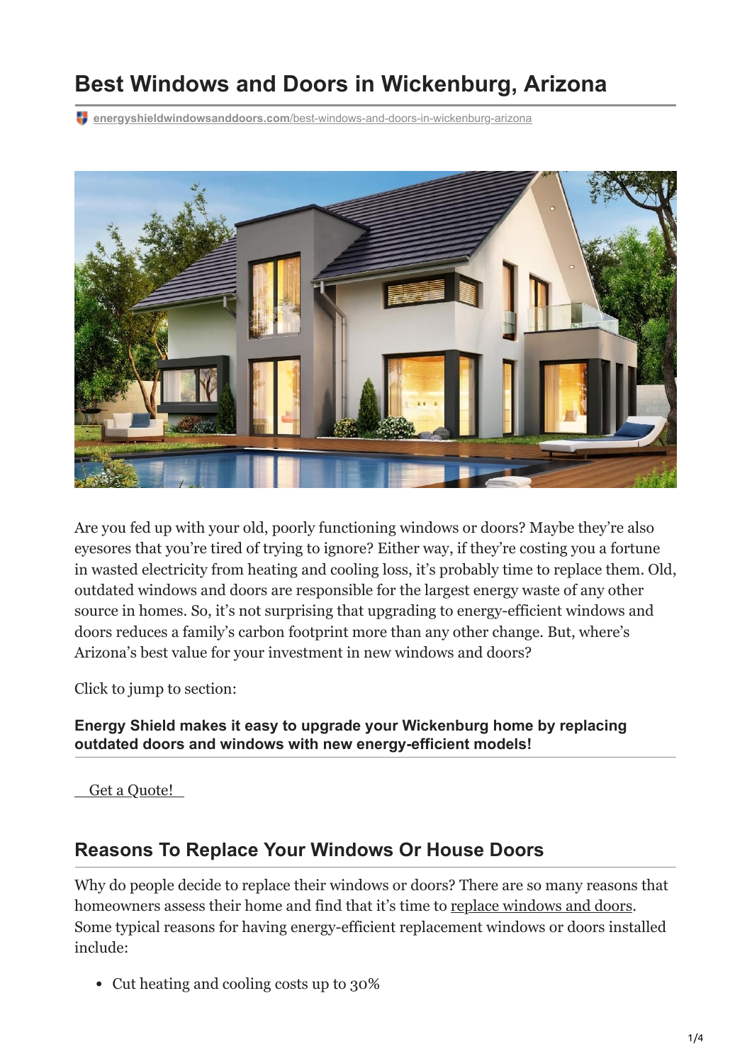# Best Windows and Doors in Wickenburg, Arizona

energyshieldwindowsanddoors.com/best-windows-and-doors-in-wickenburg-arizona

Are you fed up with your old, poorly functioning windows or doors? Maybe they're also eyesores that you're tired of trying to ignore? Either way, if they're costing you a fortune in wasted electricity from heating and cooling loss, it's probably time to replace them. Old, outdated windows and doors are responsible for the largest energy waste of any other source in homes. So, it's not surprising that upgrading to energy-efficient windows and doors reduces a family's carbon footprint more than any other change. But, where's Arizona's best value for your investment in new windows and doors?

Click to jump to section:

**Energy Shield makes it easy to upgrade your Wickenburg home by replacing outdated doors and windows with new energy-efficient models!**

Get a Quote!

## Reasons To Replace Your Windows Or House Doors

Why do people decide to replace their windows or doors? There are so many reasons that homeowners assess their home and find that it's time to replace windows and doors. Some typical reasons for having energy-efficient replacement windows or doors installed include:

- Cut heating and cooling costs up to 30%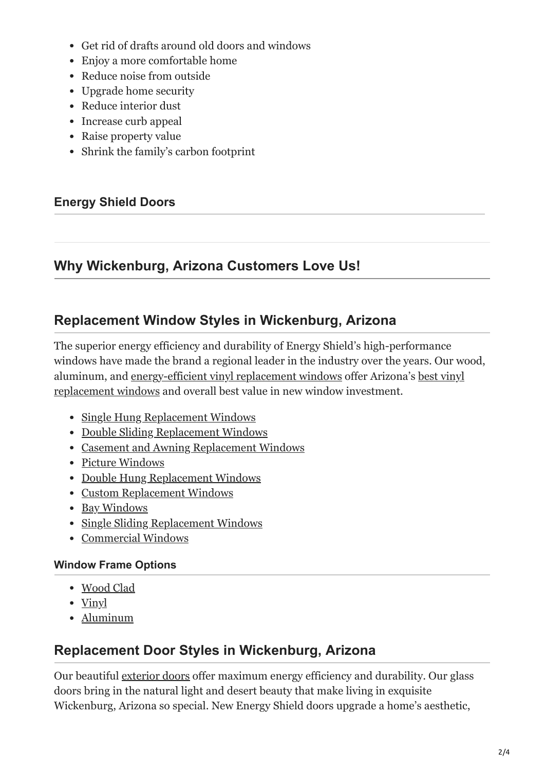- Get rid of drafts around old doors and windows
- Enjoy a more comfortable home
- Reduce noise from outside
- Upgrade home security
- Reduce interior dust
- Increase curb appeal
- Raise property value
- Shrink the family's carbon footprint

### Energy Shield Doors

## Why Wickenburg, Arizona Customers Love Us!

## Replacement Window Styles in Wickenburg, Arizona

The superior energy efficiency and durability of Energy Shield's high-performance windows have made the brand a regional leader in the industry over the years. Our wood, aluminum, and energy-efficient vinyl replacement windows offer Arizona's best vinyl replacement windows and overall best value in new window investment.

- Single Hung Replacement Windows
- Double Sliding Replacement Windows
- Casement and Awning Replacement Windows
- Picture Windows
- Double Hung Replacement Windows
- Custom Replacement Windows
- Bay Windows
- Single Sliding Replacement Windows
- Commercial Windows

#### Window Frame Options

- Wood Clad
- Vinyl
- Aluminum

## Replacement Door Styles in Wickenburg, Arizona

Our beautiful exterior doors offer maximum energy efficiency and durability. Our glass doors bring in the natural light and desert beauty that make living in exquisite Wickenburg, Arizona so special. New Energy Shield doors upgrade a home's aesthetic,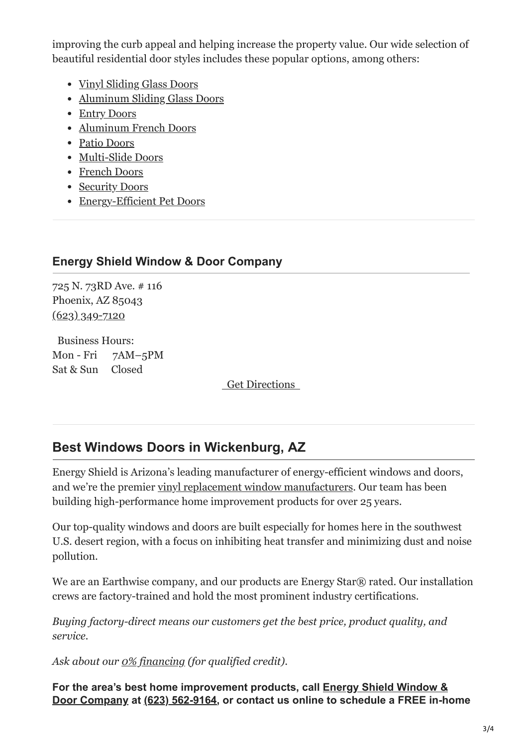improving the curb appeal and helping increase the property value. Our wide selection of beautiful residential door styles includes these popular options, among others:

- Vinyl Sliding Glass Doors
- Aluminum Sliding Glass Doors
- Entry Doors
- Aluminum French Doors
- Patio Doors
- Multi-Slide Doors
- French Doors
- Security Doors
- Energy-Efficient Pet Doors

---

### Energy Shield Window & Door Company

725 N. 73RD Ave. # 116
Phoenix, AZ 85043
(623) 349-7120

Business Hours:
Mon - Fri 7AM–5PM
Sat & Sun Closed

Get Directions

---

## Best Windows Doors in Wickenburg, AZ

Energy Shield is Arizona's leading manufacturer of energy-efficient windows and doors, and we're the premier vinyl replacement window manufacturers. Our team has been building high-performance home improvement products for over 25 years.

Our top-quality windows and doors are built especially for homes here in the southwest U.S. desert region, with a focus on inhibiting heat transfer and minimizing dust and noise pollution.

We are an Earthwise company, and our products are Energy Star® rated. Our installation crews are factory-trained and hold the most prominent industry certifications.

*Buying factory-direct means our customers get the best price, product quality, and service.*

*Ask about our 0% financing (for qualified credit).*

**For the area's best home improvement products, call Energy Shield Window & Door Company at (623) 562-9164, or contact us online to schedule a FREE in-home**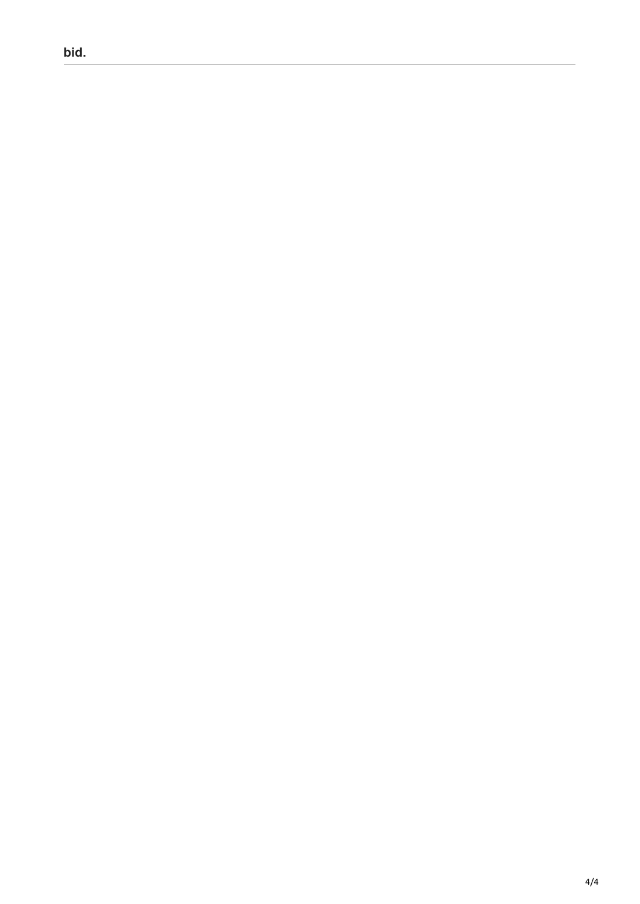**bid.**